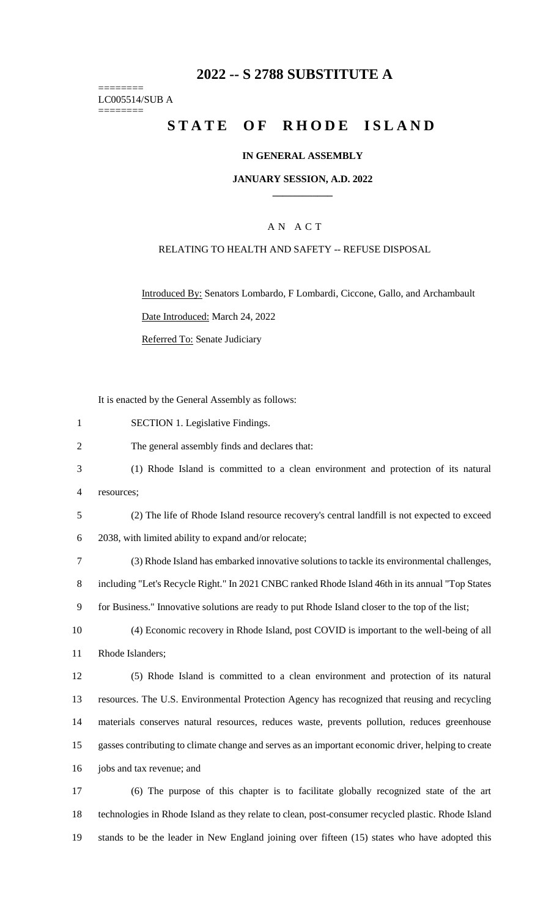# 2022 -- S 2788 SUBSTITUTE A

========
LC005514/SUB A
========

# STATE OF RHODE ISLAND

**IN GENERAL ASSEMBLY**

**JANUARY SESSION, A.D. 2022**

A N A C T

RELATING TO HEALTH AND SAFETY -- REFUSE DISPOSAL

Introduced By: Senators Lombardo, F Lombardi, Ciccone, Gallo, and Archambault

Date Introduced: March 24, 2022

Referred To: Senate Judiciary

It is enacted by the General Assembly as follows:

SECTION 1. Legislative Findings.

The general assembly finds and declares that:

(1) Rhode Island is committed to a clean environment and protection of its natural resources;

(2) The life of Rhode Island resource recovery's central landfill is not expected to exceed 2038, with limited ability to expand and/or relocate;

(3) Rhode Island has embarked innovative solutions to tackle its environmental challenges, including "Let's Recycle Right." In 2021 CNBC ranked Rhode Island 46th in its annual "Top States for Business." Innovative solutions are ready to put Rhode Island closer to the top of the list;

(4) Economic recovery in Rhode Island, post COVID is important to the well-being of all Rhode Islanders;

(5) Rhode Island is committed to a clean environment and protection of its natural resources. The U.S. Environmental Protection Agency has recognized that reusing and recycling materials conserves natural resources, reduces waste, prevents pollution, reduces greenhouse gasses contributing to climate change and serves as an important economic driver, helping to create jobs and tax revenue; and

(6) The purpose of this chapter is to facilitate globally recognized state of the art technologies in Rhode Island as they relate to clean, post-consumer recycled plastic. Rhode Island stands to be the leader in New England joining over fifteen (15) states who have adopted this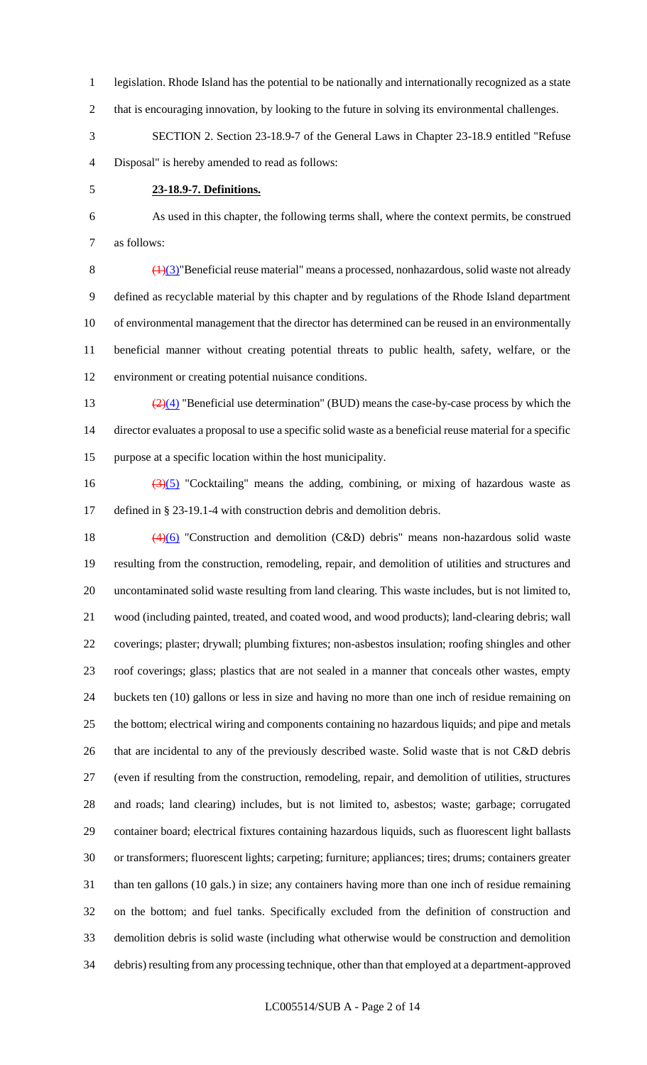legislation. Rhode Island has the potential to be nationally and internationally recognized as a state that is encouraging innovation, by looking to the future in solving its environmental challenges.

SECTION 2. Section 23-18.9-7 of the General Laws in Chapter 23-18.9 entitled "Refuse Disposal" is hereby amended to read as follows:

**23-18.9-7. Definitions.**

As used in this chapter, the following terms shall, where the context permits, be construed as follows:

~~(1)~~(3)"Beneficial reuse material" means a processed, nonhazardous, solid waste not already defined as recyclable material by this chapter and by regulations of the Rhode Island department of environmental management that the director has determined can be reused in an environmentally beneficial manner without creating potential threats to public health, safety, welfare, or the environment or creating potential nuisance conditions.

~~(2)~~(4) "Beneficial use determination" (BUD) means the case-by-case process by which the director evaluates a proposal to use a specific solid waste as a beneficial reuse material for a specific purpose at a specific location within the host municipality.

~~(3)~~(5) "Cocktailing" means the adding, combining, or mixing of hazardous waste as defined in § 23-19.1-4 with construction debris and demolition debris.

~~(4)~~(6) "Construction and demolition (C&D) debris" means non-hazardous solid waste resulting from the construction, remodeling, repair, and demolition of utilities and structures and uncontaminated solid waste resulting from land clearing. This waste includes, but is not limited to, wood (including painted, treated, and coated wood, and wood products); land-clearing debris; wall coverings; plaster; drywall; plumbing fixtures; non-asbestos insulation; roofing shingles and other roof coverings; glass; plastics that are not sealed in a manner that conceals other wastes, empty buckets ten (10) gallons or less in size and having no more than one inch of residue remaining on the bottom; electrical wiring and components containing no hazardous liquids; and pipe and metals that are incidental to any of the previously described waste. Solid waste that is not C&D debris (even if resulting from the construction, remodeling, repair, and demolition of utilities, structures and roads; land clearing) includes, but is not limited to, asbestos; waste; garbage; corrugated container board; electrical fixtures containing hazardous liquids, such as fluorescent light ballasts or transformers; fluorescent lights; carpeting; furniture; appliances; tires; drums; containers greater than ten gallons (10 gals.) in size; any containers having more than one inch of residue remaining on the bottom; and fuel tanks. Specifically excluded from the definition of construction and demolition debris is solid waste (including what otherwise would be construction and demolition debris) resulting from any processing technique, other than that employed at a department-approved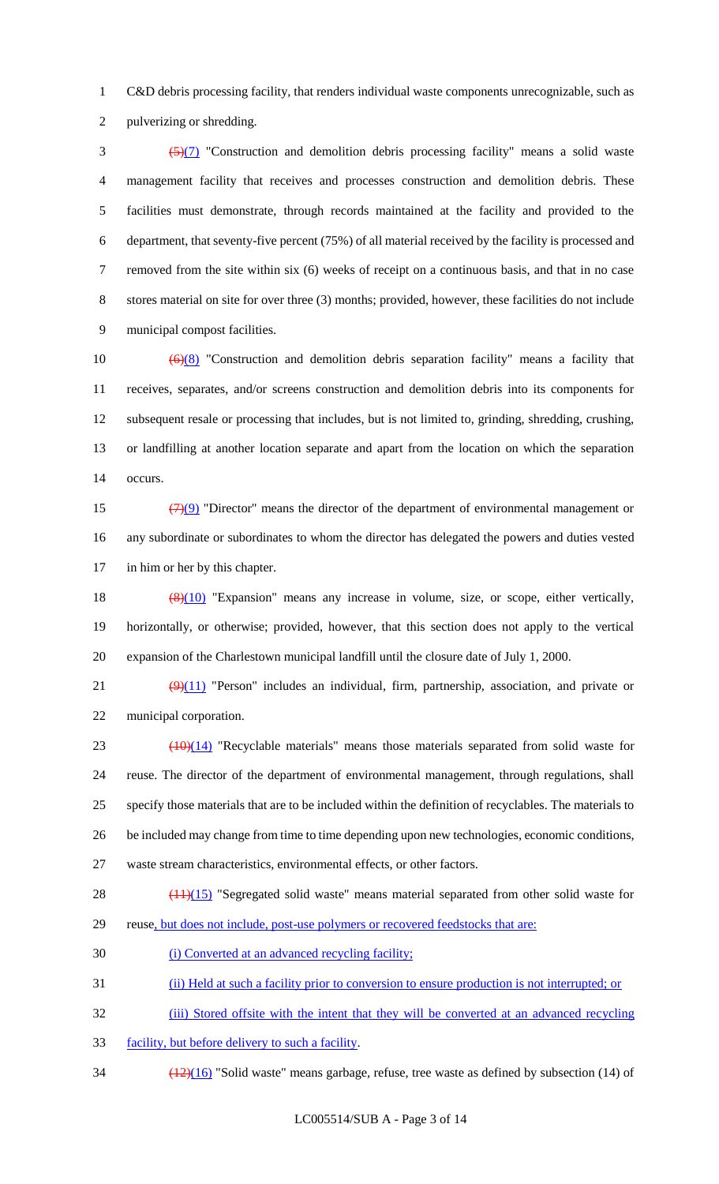C&D debris processing facility, that renders individual waste components unrecognizable, such as pulverizing or shredding.

~~(5)~~(7) "Construction and demolition debris processing facility" means a solid waste management facility that receives and processes construction and demolition debris. These facilities must demonstrate, through records maintained at the facility and provided to the department, that seventy-five percent (75%) of all material received by the facility is processed and removed from the site within six (6) weeks of receipt on a continuous basis, and that in no case stores material on site for over three (3) months; provided, however, these facilities do not include municipal compost facilities.

~~(6)~~(8) "Construction and demolition debris separation facility" means a facility that receives, separates, and/or screens construction and demolition debris into its components for subsequent resale or processing that includes, but is not limited to, grinding, shredding, crushing, or landfilling at another location separate and apart from the location on which the separation occurs.

~~(7)~~(9) "Director" means the director of the department of environmental management or any subordinate or subordinates to whom the director has delegated the powers and duties vested in him or her by this chapter.

~~(8)~~(10) "Expansion" means any increase in volume, size, or scope, either vertically, horizontally, or otherwise; provided, however, that this section does not apply to the vertical expansion of the Charlestown municipal landfill until the closure date of July 1, 2000.

~~(9)~~(11) "Person" includes an individual, firm, partnership, association, and private or municipal corporation.

~~(10)~~(14) "Recyclable materials" means those materials separated from solid waste for reuse. The director of the department of environmental management, through regulations, shall specify those materials that are to be included within the definition of recyclables. The materials to be included may change from time to time depending upon new technologies, economic conditions, waste stream characteristics, environmental effects, or other factors.

~~(11)~~(15) "Segregated solid waste" means material separated from other solid waste for reuse, but does not include, post-use polymers or recovered feedstocks that are:

(i) Converted at an advanced recycling facility;

(ii) Held at such a facility prior to conversion to ensure production is not interrupted; or

(iii) Stored offsite with the intent that they will be converted at an advanced recycling facility, but before delivery to such a facility.

~~(12)~~(16) "Solid waste" means garbage, refuse, tree waste as defined by subsection (14) of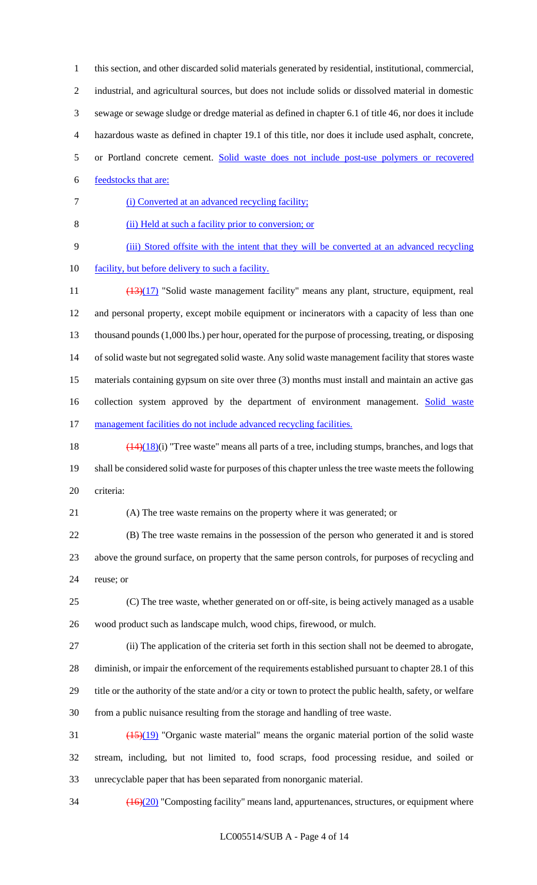this section, and other discarded solid materials generated by residential, institutional, commercial, industrial, and agricultural sources, but does not include solids or dissolved material in domestic sewage or sewage sludge or dredge material as defined in chapter 6.1 of title 46, nor does it include hazardous waste as defined in chapter 19.1 of this title, nor does it include used asphalt, concrete, or Portland concrete cement. Solid waste does not include post-use polymers or recovered feedstocks that are:

(i) Converted at an advanced recycling facility;

(ii) Held at such a facility prior to conversion; or

(iii) Stored offsite with the intent that they will be converted at an advanced recycling facility, but before delivery to such a facility.

~~(13)~~(17) "Solid waste management facility" means any plant, structure, equipment, real and personal property, except mobile equipment or incinerators with a capacity of less than one thousand pounds (1,000 lbs.) per hour, operated for the purpose of processing, treating, or disposing of solid waste but not segregated solid waste. Any solid waste management facility that stores waste materials containing gypsum on site over three (3) months must install and maintain an active gas collection system approved by the department of environment management. Solid waste management facilities do not include advanced recycling facilities.

~~(14)~~(18)(i) "Tree waste" means all parts of a tree, including stumps, branches, and logs that shall be considered solid waste for purposes of this chapter unless the tree waste meets the following criteria:

(A) The tree waste remains on the property where it was generated; or

(B) The tree waste remains in the possession of the person who generated it and is stored above the ground surface, on property that the same person controls, for purposes of recycling and reuse; or

(C) The tree waste, whether generated on or off-site, is being actively managed as a usable wood product such as landscape mulch, wood chips, firewood, or mulch.

(ii) The application of the criteria set forth in this section shall not be deemed to abrogate, diminish, or impair the enforcement of the requirements established pursuant to chapter 28.1 of this title or the authority of the state and/or a city or town to protect the public health, safety, or welfare from a public nuisance resulting from the storage and handling of tree waste.

~~(15)~~(19) "Organic waste material" means the organic material portion of the solid waste stream, including, but not limited to, food scraps, food processing residue, and soiled or unrecyclable paper that has been separated from nonorganic material.

~~(16)~~(20) "Composting facility" means land, appurtenances, structures, or equipment where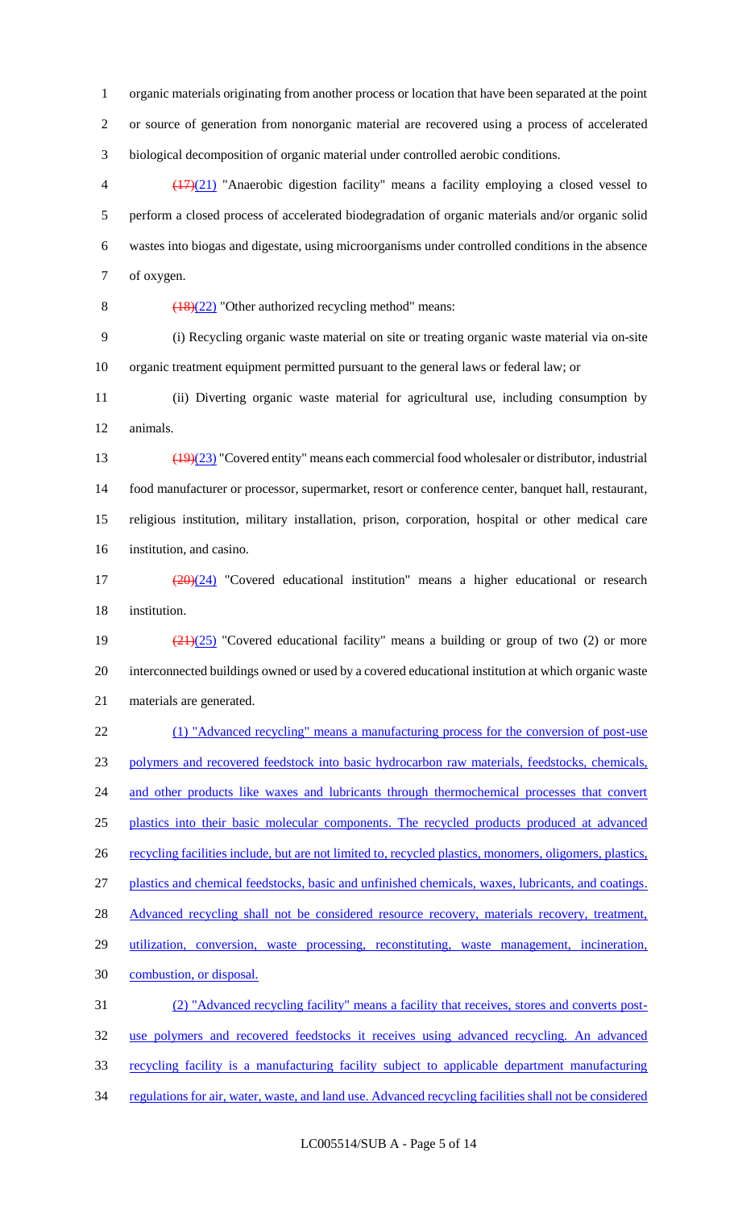organic materials originating from another process or location that have been separated at the point or source of generation from nonorganic material are recovered using a process of accelerated biological decomposition of organic material under controlled aerobic conditions.

~~(17)~~(21) "Anaerobic digestion facility" means a facility employing a closed vessel to perform a closed process of accelerated biodegradation of organic materials and/or organic solid wastes into biogas and digestate, using microorganisms under controlled conditions in the absence of oxygen.

~~(18)~~(22) "Other authorized recycling method" means:

(i) Recycling organic waste material on site or treating organic waste material via on-site organic treatment equipment permitted pursuant to the general laws or federal law; or

(ii) Diverting organic waste material for agricultural use, including consumption by animals.

~~(19)~~(23) "Covered entity" means each commercial food wholesaler or distributor, industrial food manufacturer or processor, supermarket, resort or conference center, banquet hall, restaurant, religious institution, military installation, prison, corporation, hospital or other medical care institution, and casino.

~~(20)~~(24) "Covered educational institution" means a higher educational or research institution.

~~(21)~~(25) "Covered educational facility" means a building or group of two (2) or more interconnected buildings owned or used by a covered educational institution at which organic waste materials are generated.

(1) "Advanced recycling" means a manufacturing process for the conversion of post-use polymers and recovered feedstock into basic hydrocarbon raw materials, feedstocks, chemicals, and other products like waxes and lubricants through thermochemical processes that convert plastics into their basic molecular components. The recycled products produced at advanced recycling facilities include, but are not limited to, recycled plastics, monomers, oligomers, plastics, plastics and chemical feedstocks, basic and unfinished chemicals, waxes, lubricants, and coatings. Advanced recycling shall not be considered resource recovery, materials recovery, treatment, utilization, conversion, waste processing, reconstituting, waste management, incineration, combustion, or disposal.

(2) "Advanced recycling facility" means a facility that receives, stores and converts post-use polymers and recovered feedstocks it receives using advanced recycling. An advanced recycling facility is a manufacturing facility subject to applicable department manufacturing regulations for air, water, waste, and land use. Advanced recycling facilities shall not be considered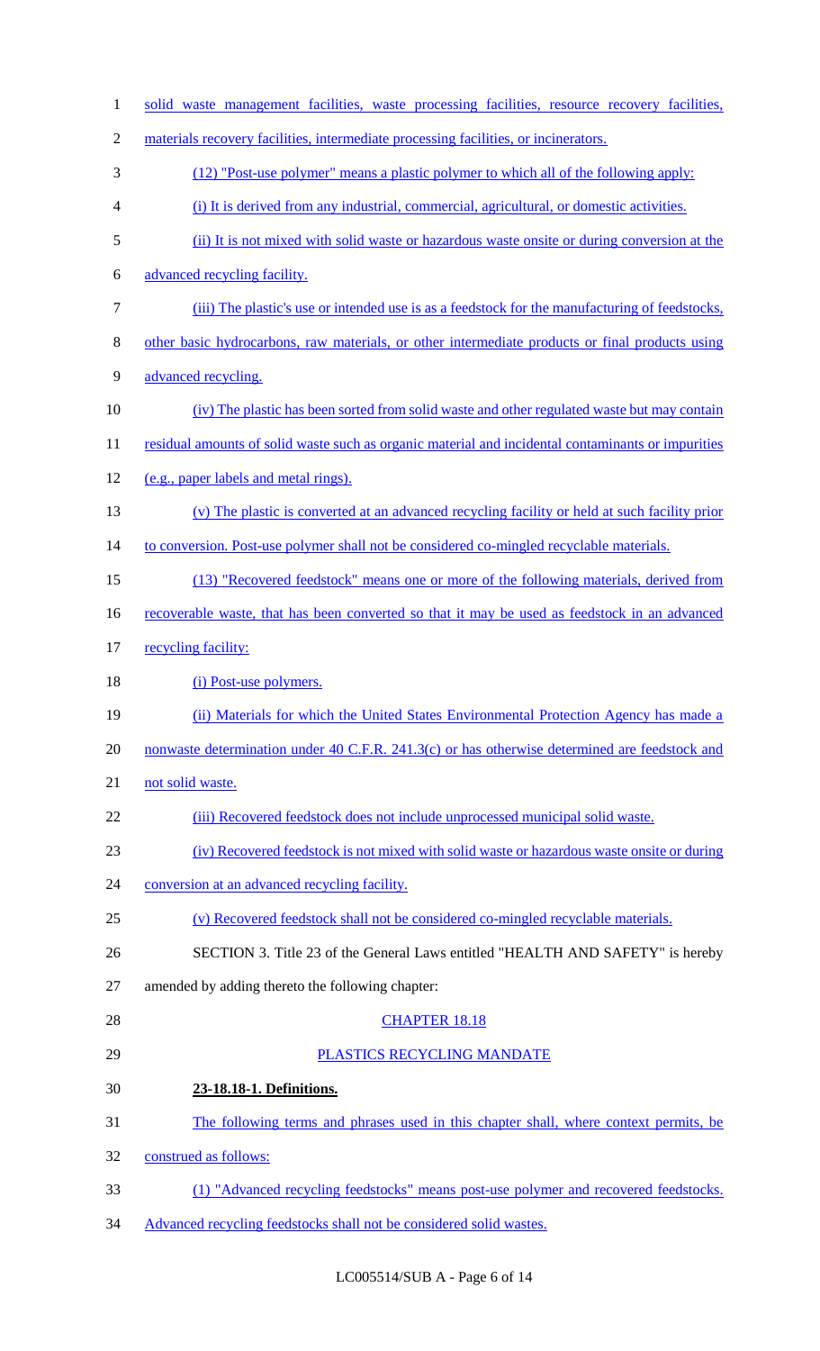solid waste management facilities, waste processing facilities, resource recovery facilities, materials recovery facilities, intermediate processing facilities, or incinerators.

(12) "Post-use polymer" means a plastic polymer to which all of the following apply:

(i) It is derived from any industrial, commercial, agricultural, or domestic activities.

(ii) It is not mixed with solid waste or hazardous waste onsite or during conversion at the advanced recycling facility.

(iii) The plastic's use or intended use is as a feedstock for the manufacturing of feedstocks, other basic hydrocarbons, raw materials, or other intermediate products or final products using advanced recycling.

(iv) The plastic has been sorted from solid waste and other regulated waste but may contain residual amounts of solid waste such as organic material and incidental contaminants or impurities (e.g., paper labels and metal rings).

(v) The plastic is converted at an advanced recycling facility or held at such facility prior to conversion. Post-use polymer shall not be considered co-mingled recyclable materials.

(13) "Recovered feedstock" means one or more of the following materials, derived from recoverable waste, that has been converted so that it may be used as feedstock in an advanced recycling facility:

(i) Post-use polymers.

(ii) Materials for which the United States Environmental Protection Agency has made a nonwaste determination under 40 C.F.R. 241.3(c) or has otherwise determined are feedstock and not solid waste.

(iii) Recovered feedstock does not include unprocessed municipal solid waste.

(iv) Recovered feedstock is not mixed with solid waste or hazardous waste onsite or during conversion at an advanced recycling facility.

(v) Recovered feedstock shall not be considered co-mingled recyclable materials.

SECTION 3. Title 23 of the General Laws entitled "HEALTH AND SAFETY" is hereby amended by adding thereto the following chapter:

CHAPTER 18.18

PLASTICS RECYCLING MANDATE

**23-18.18-1. Definitions.**

The following terms and phrases used in this chapter shall, where context permits, be construed as follows:

(1) "Advanced recycling feedstocks" means post-use polymer and recovered feedstocks. Advanced recycling feedstocks shall not be considered solid wastes.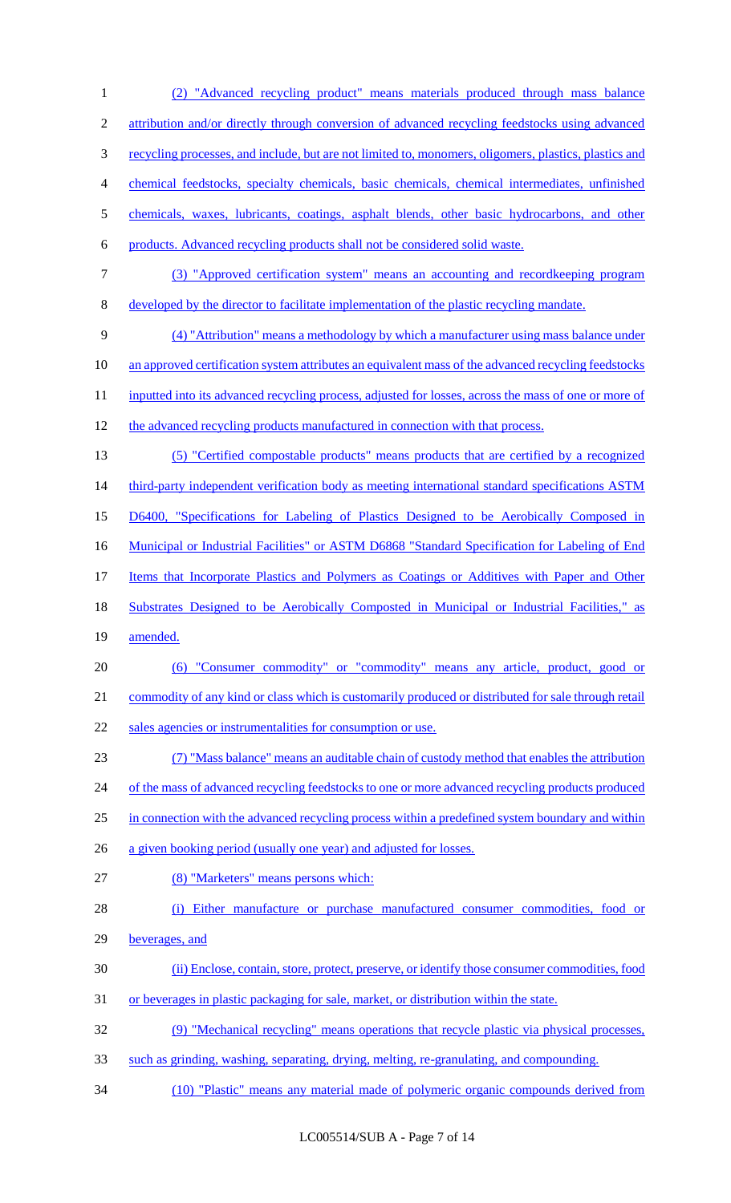(2) "Advanced recycling product" means materials produced through mass balance attribution and/or directly through conversion of advanced recycling feedstocks using advanced recycling processes, and include, but are not limited to, monomers, oligomers, plastics, plastics and chemical feedstocks, specialty chemicals, basic chemicals, chemical intermediates, unfinished chemicals, waxes, lubricants, coatings, asphalt blends, other basic hydrocarbons, and other products. Advanced recycling products shall not be considered solid waste.

(3) "Approved certification system" means an accounting and recordkeeping program developed by the director to facilitate implementation of the plastic recycling mandate.

(4) "Attribution" means a methodology by which a manufacturer using mass balance under an approved certification system attributes an equivalent mass of the advanced recycling feedstocks inputted into its advanced recycling process, adjusted for losses, across the mass of one or more of the advanced recycling products manufactured in connection with that process.

(5) "Certified compostable products" means products that are certified by a recognized third-party independent verification body as meeting international standard specifications ASTM D6400, "Specifications for Labeling of Plastics Designed to be Aerobically Composted in Municipal or Industrial Facilities" or ASTM D6868 "Standard Specification for Labeling of End Items that Incorporate Plastics and Polymers as Coatings or Additives with Paper and Other Substrates Designed to be Aerobically Composted in Municipal or Industrial Facilities," as amended.

(6) "Consumer commodity" or "commodity" means any article, product, good or commodity of any kind or class which is customarily produced or distributed for sale through retail sales agencies or instrumentalities for consumption or use.

(7) "Mass balance" means an auditable chain of custody method that enables the attribution of the mass of advanced recycling feedstocks to one or more advanced recycling products produced in connection with the advanced recycling process within a predefined system boundary and within a given booking period (usually one year) and adjusted for losses.

(8) "Marketers" means persons which:

(i) Either manufacture or purchase manufactured consumer commodities, food or beverages, and

(ii) Enclose, contain, store, protect, preserve, or identify those consumer commodities, food or beverages in plastic packaging for sale, market, or distribution within the state.

(9) "Mechanical recycling" means operations that recycle plastic via physical processes, such as grinding, washing, separating, drying, melting, re-granulating, and compounding.

(10) "Plastic" means any material made of polymeric organic compounds derived from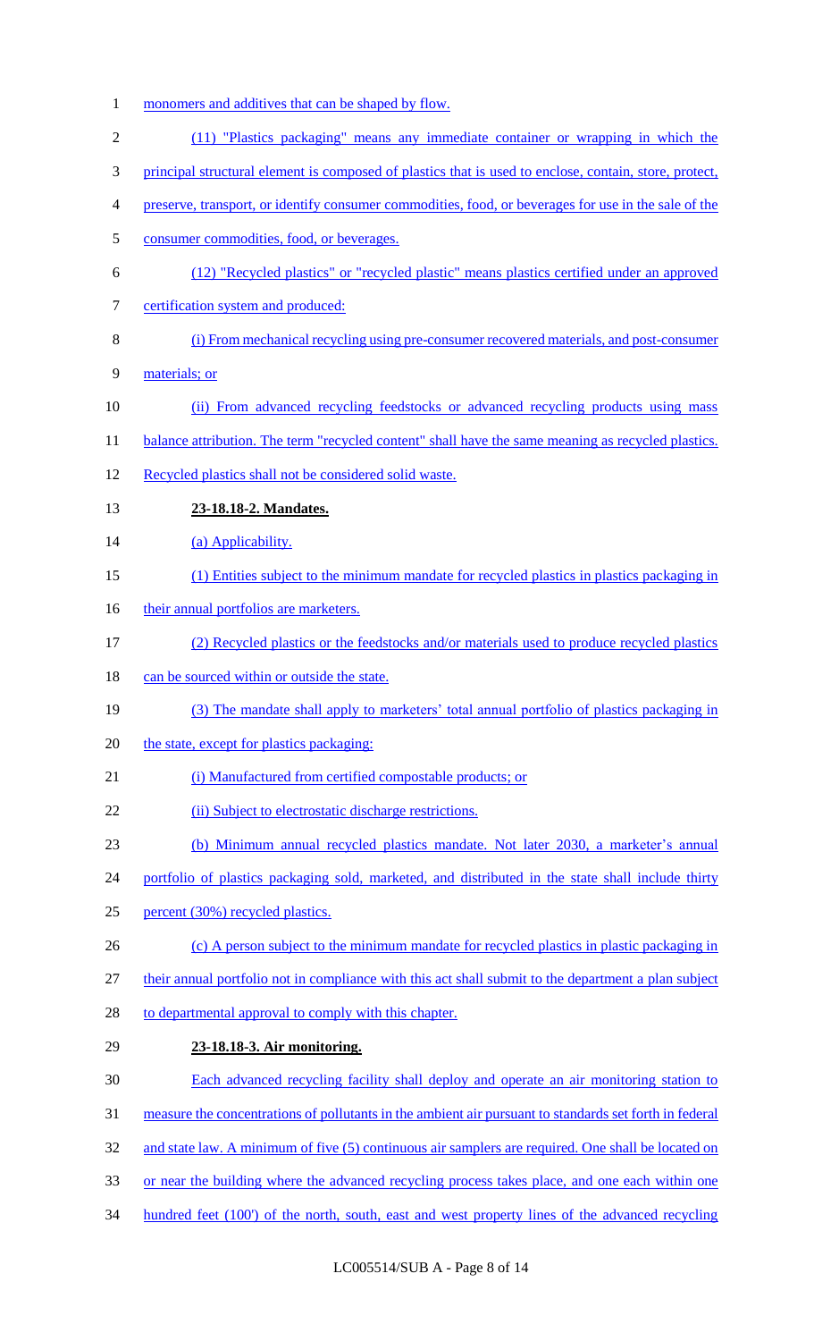monomers and additives that can be shaped by flow.

(11) "Plastics packaging" means any immediate container or wrapping in which the principal structural element is composed of plastics that is used to enclose, contain, store, protect, preserve, transport, or identify consumer commodities, food, or beverages for use in the sale of the consumer commodities, food, or beverages.

(12) "Recycled plastics" or "recycled plastic" means plastics certified under an approved certification system and produced:

(i) From mechanical recycling using pre-consumer recovered materials, and post-consumer materials; or

(ii) From advanced recycling feedstocks or advanced recycling products using mass balance attribution. The term "recycled content" shall have the same meaning as recycled plastics. Recycled plastics shall not be considered solid waste.

**23-18.18-2. Mandates.**

(a) Applicability.

(1) Entities subject to the minimum mandate for recycled plastics in plastics packaging in their annual portfolios are marketers.

(2) Recycled plastics or the feedstocks and/or materials used to produce recycled plastics can be sourced within or outside the state.

(3) The mandate shall apply to marketers' total annual portfolio of plastics packaging in the state, except for plastics packaging:

(i) Manufactured from certified compostable products; or

(ii) Subject to electrostatic discharge restrictions.

(b) Minimum annual recycled plastics mandate. Not later 2030, a marketer's annual portfolio of plastics packaging sold, marketed, and distributed in the state shall include thirty percent (30%) recycled plastics.

(c) A person subject to the minimum mandate for recycled plastics in plastic packaging in their annual portfolio not in compliance with this act shall submit to the department a plan subject to departmental approval to comply with this chapter.

**23-18.18-3. Air monitoring.**

Each advanced recycling facility shall deploy and operate an air monitoring station to measure the concentrations of pollutants in the ambient air pursuant to standards set forth in federal and state law. A minimum of five (5) continuous air samplers are required. One shall be located on or near the building where the advanced recycling process takes place, and one each within one hundred feet (100') of the north, south, east and west property lines of the advanced recycling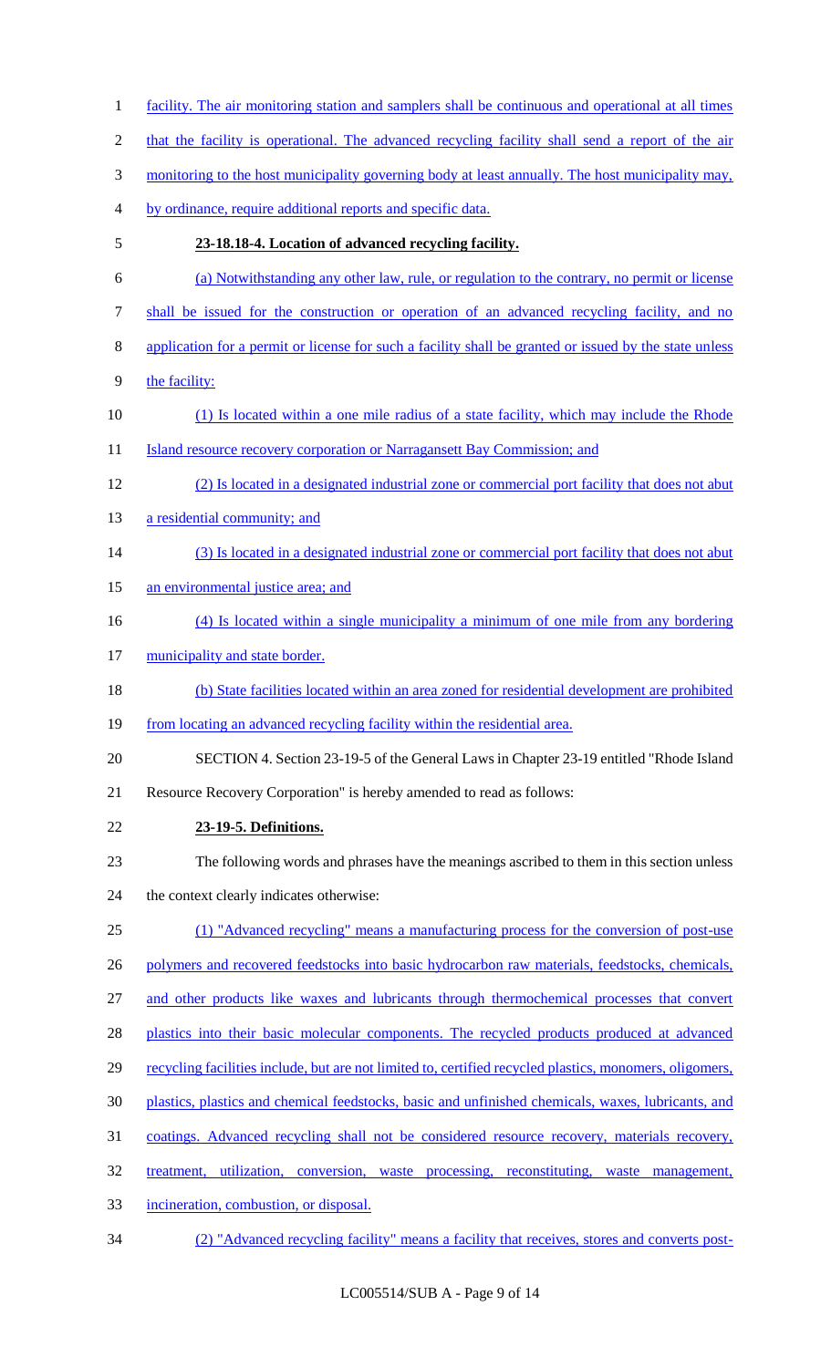facility. The air monitoring station and samplers shall be continuous and operational at all times that the facility is operational. The advanced recycling facility shall send a report of the air monitoring to the host municipality governing body at least annually. The host municipality may, by ordinance, require additional reports and specific data.

**23-18.18-4. Location of advanced recycling facility.**

(a) Notwithstanding any other law, rule, or regulation to the contrary, no permit or license shall be issued for the construction or operation of an advanced recycling facility, and no application for a permit or license for such a facility shall be granted or issued by the state unless the facility:

(1) Is located within a one mile radius of a state facility, which may include the Rhode Island resource recovery corporation or Narragansett Bay Commission; and

(2) Is located in a designated industrial zone or commercial port facility that does not abut a residential community; and

(3) Is located in a designated industrial zone or commercial port facility that does not abut an environmental justice area; and

(4) Is located within a single municipality a minimum of one mile from any bordering municipality and state border.

(b) State facilities located within an area zoned for residential development are prohibited from locating an advanced recycling facility within the residential area.

SECTION 4. Section 23-19-5 of the General Laws in Chapter 23-19 entitled "Rhode Island Resource Recovery Corporation" is hereby amended to read as follows:

**23-19-5. Definitions.**

The following words and phrases have the meanings ascribed to them in this section unless the context clearly indicates otherwise:

(1) "Advanced recycling" means a manufacturing process for the conversion of post-use polymers and recovered feedstocks into basic hydrocarbon raw materials, feedstocks, chemicals, and other products like waxes and lubricants through thermochemical processes that convert plastics into their basic molecular components. The recycled products produced at advanced recycling facilities include, but are not limited to, certified recycled plastics, monomers, oligomers, plastics, plastics and chemical feedstocks, basic and unfinished chemicals, waxes, lubricants, and coatings. Advanced recycling shall not be considered resource recovery, materials recovery, treatment, utilization, conversion, waste processing, reconstituting, waste management, incineration, combustion, or disposal.

(2) "Advanced recycling facility" means a facility that receives, stores and converts post-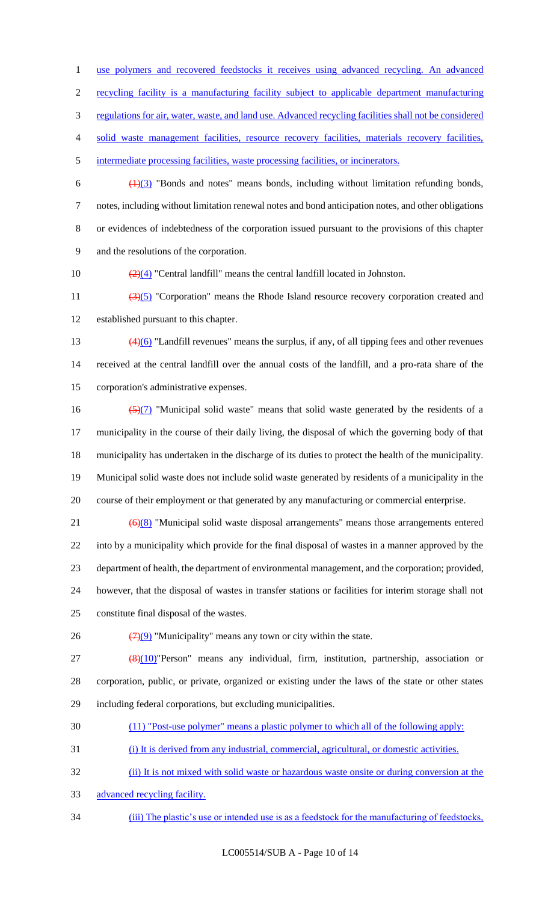use polymers and recovered feedstocks it receives using advanced recycling. An advanced recycling facility is a manufacturing facility subject to applicable department manufacturing regulations for air, water, waste, and land use. Advanced recycling facilities shall not be considered solid waste management facilities, resource recovery facilities, materials recovery facilities, intermediate processing facilities, waste processing facilities, or incinerators.

~~(1)~~(3) "Bonds and notes" means bonds, including without limitation refunding bonds, notes, including without limitation renewal notes and bond anticipation notes, and other obligations or evidences of indebtedness of the corporation issued pursuant to the provisions of this chapter and the resolutions of the corporation.

~~(2)~~(4) "Central landfill" means the central landfill located in Johnston.

~~(3)~~(5) "Corporation" means the Rhode Island resource recovery corporation created and established pursuant to this chapter.

~~(4)~~(6) "Landfill revenues" means the surplus, if any, of all tipping fees and other revenues received at the central landfill over the annual costs of the landfill, and a pro-rata share of the corporation's administrative expenses.

~~(5)~~(7) "Municipal solid waste" means that solid waste generated by the residents of a municipality in the course of their daily living, the disposal of which the governing body of that municipality has undertaken in the discharge of its duties to protect the health of the municipality. Municipal solid waste does not include solid waste generated by residents of a municipality in the course of their employment or that generated by any manufacturing or commercial enterprise.

~~(6)~~(8) "Municipal solid waste disposal arrangements" means those arrangements entered into by a municipality which provide for the final disposal of wastes in a manner approved by the department of health, the department of environmental management, and the corporation; provided, however, that the disposal of wastes in transfer stations or facilities for interim storage shall not constitute final disposal of the wastes.

~~(7)~~(9) "Municipality" means any town or city within the state.

~~(8)~~(10)"Person" means any individual, firm, institution, partnership, association or corporation, public, or private, organized or existing under the laws of the state or other states including federal corporations, but excluding municipalities.

(11) "Post-use polymer" means a plastic polymer to which all of the following apply:

(i) It is derived from any industrial, commercial, agricultural, or domestic activities.

(ii) It is not mixed with solid waste or hazardous waste onsite or during conversion at the advanced recycling facility.

(iii) The plastic's use or intended use is as a feedstock for the manufacturing of feedstocks,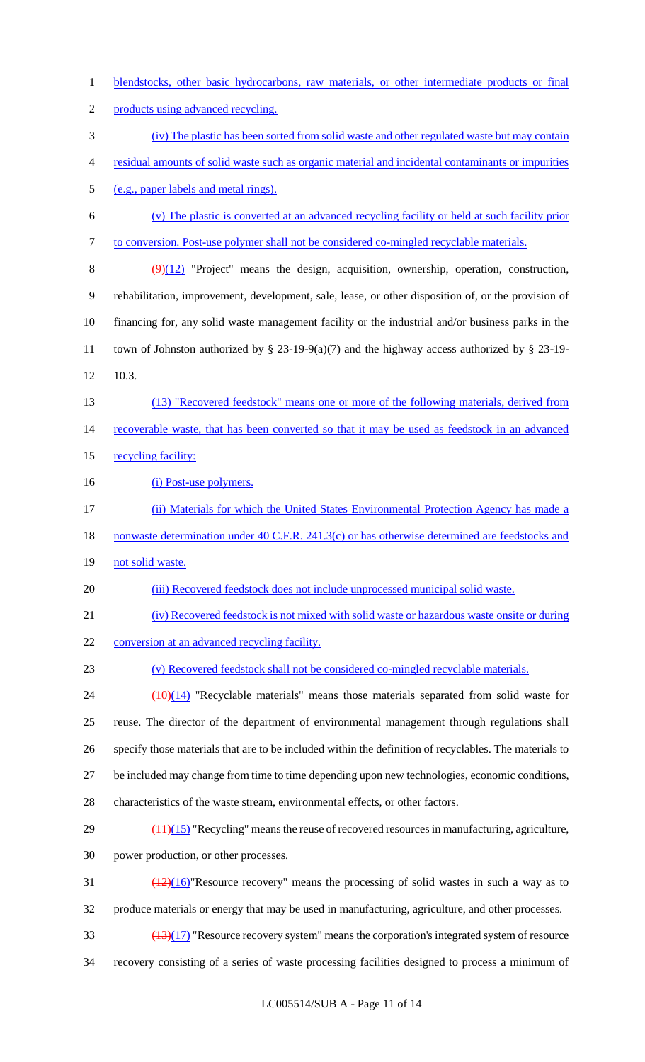blendstocks, other basic hydrocarbons, raw materials, or other intermediate products or final products using advanced recycling.

(iv) The plastic has been sorted from solid waste and other regulated waste but may contain residual amounts of solid waste such as organic material and incidental contaminants or impurities (e.g., paper labels and metal rings).

(v) The plastic is converted at an advanced recycling facility or held at such facility prior to conversion. Post-use polymer shall not be considered co-mingled recyclable materials.

~~(9)~~(12) "Project" means the design, acquisition, ownership, operation, construction, rehabilitation, improvement, development, sale, lease, or other disposition of, or the provision of financing for, any solid waste management facility or the industrial and/or business parks in the town of Johnston authorized by § 23-19-9(a)(7) and the highway access authorized by § 23-19-10.3.

(13) "Recovered feedstock" means one or more of the following materials, derived from recoverable waste, that has been converted so that it may be used as feedstock in an advanced recycling facility:

(i) Post-use polymers.

(ii) Materials for which the United States Environmental Protection Agency has made a nonwaste determination under 40 C.F.R. 241.3(c) or has otherwise determined are feedstocks and not solid waste.

(iii) Recovered feedstock does not include unprocessed municipal solid waste.

(iv) Recovered feedstock is not mixed with solid waste or hazardous waste onsite or during conversion at an advanced recycling facility.

(v) Recovered feedstock shall not be considered co-mingled recyclable materials.

~~(10)~~(14) "Recyclable materials" means those materials separated from solid waste for reuse. The director of the department of environmental management through regulations shall specify those materials that are to be included within the definition of recyclables. The materials to be included may change from time to time depending upon new technologies, economic conditions, characteristics of the waste stream, environmental effects, or other factors.

~~(11)~~(15) "Recycling" means the reuse of recovered resources in manufacturing, agriculture, power production, or other processes.

~~(12)~~(16)"Resource recovery" means the processing of solid wastes in such a way as to produce materials or energy that may be used in manufacturing, agriculture, and other processes.

~~(13)~~(17) "Resource recovery system" means the corporation's integrated system of resource recovery consisting of a series of waste processing facilities designed to process a minimum of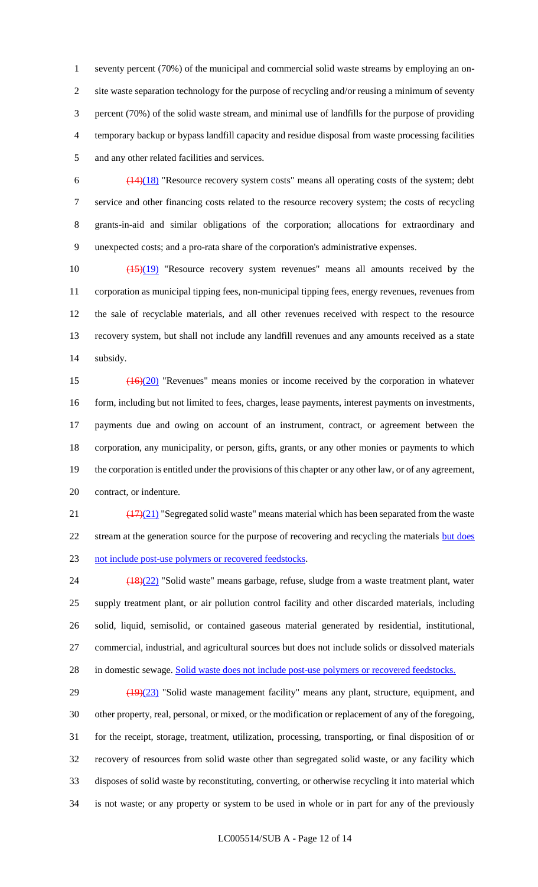seventy percent (70%) of the municipal and commercial solid waste streams by employing an on-site waste separation technology for the purpose of recycling and/or reusing a minimum of seventy percent (70%) of the solid waste stream, and minimal use of landfills for the purpose of providing temporary backup or bypass landfill capacity and residue disposal from waste processing facilities and any other related facilities and services.

~~(14)~~(18) "Resource recovery system costs" means all operating costs of the system; debt service and other financing costs related to the resource recovery system; the costs of recycling grants-in-aid and similar obligations of the corporation; allocations for extraordinary and unexpected costs; and a pro-rata share of the corporation's administrative expenses.

~~(15)~~(19) "Resource recovery system revenues" means all amounts received by the corporation as municipal tipping fees, non-municipal tipping fees, energy revenues, revenues from the sale of recyclable materials, and all other revenues received with respect to the resource recovery system, but shall not include any landfill revenues and any amounts received as a state subsidy.

~~(16)~~(20) "Revenues" means monies or income received by the corporation in whatever form, including but not limited to fees, charges, lease payments, interest payments on investments, payments due and owing on account of an instrument, contract, or agreement between the corporation, any municipality, or person, gifts, grants, or any other monies or payments to which the corporation is entitled under the provisions of this chapter or any other law, or of any agreement, contract, or indenture.

~~(17)~~(21) "Segregated solid waste" means material which has been separated from the waste stream at the generation source for the purpose of recovering and recycling the materials but does not include post-use polymers or recovered feedstocks.

~~(18)~~(22) "Solid waste" means garbage, refuse, sludge from a waste treatment plant, water supply treatment plant, or air pollution control facility and other discarded materials, including solid, liquid, semisolid, or contained gaseous material generated by residential, institutional, commercial, industrial, and agricultural sources but does not include solids or dissolved materials in domestic sewage. Solid waste does not include post-use polymers or recovered feedstocks.

~~(19)~~(23) "Solid waste management facility" means any plant, structure, equipment, and other property, real, personal, or mixed, or the modification or replacement of any of the foregoing, for the receipt, storage, treatment, utilization, processing, transporting, or final disposition of or recovery of resources from solid waste other than segregated solid waste, or any facility which disposes of solid waste by reconstituting, converting, or otherwise recycling it into material which is not waste; or any property or system to be used in whole or in part for any of the previously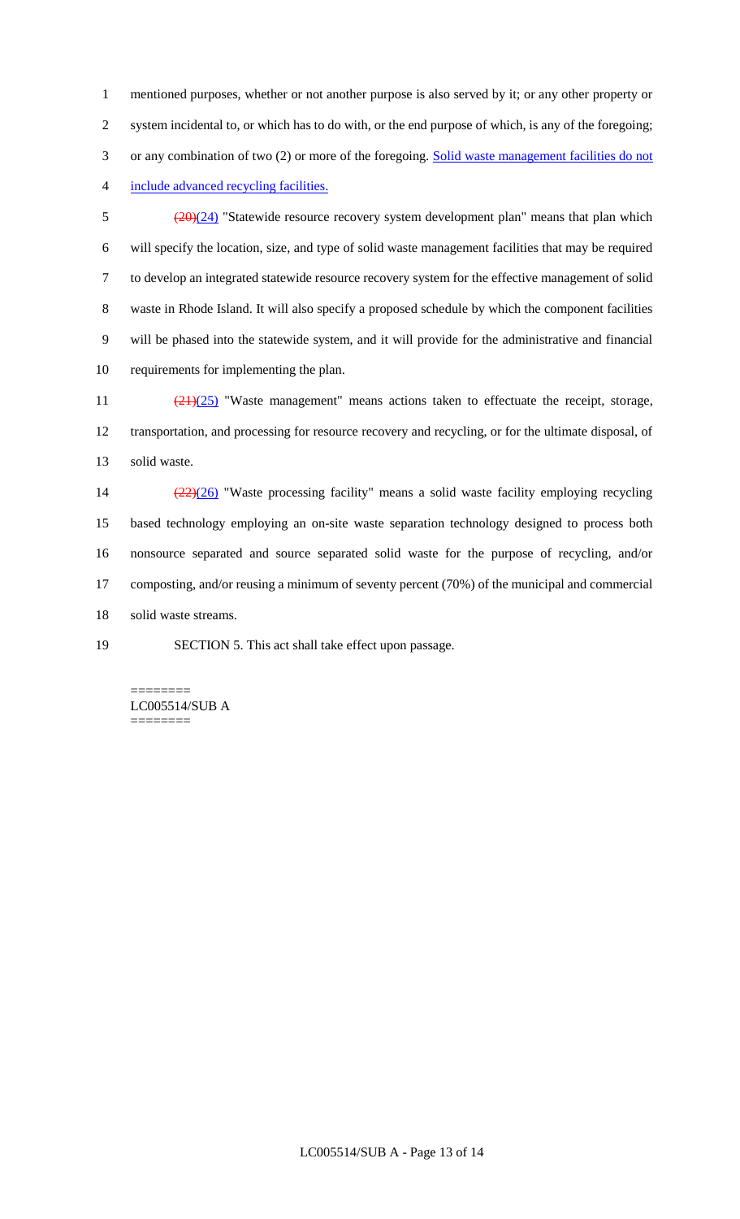mentioned purposes, whether or not another purpose is also served by it; or any other property or system incidental to, or which has to do with, or the end purpose of which, is any of the foregoing; or any combination of two (2) or more of the foregoing. Solid waste management facilities do not include advanced recycling facilities.

~~(20)~~(24) "Statewide resource recovery system development plan" means that plan which will specify the location, size, and type of solid waste management facilities that may be required to develop an integrated statewide resource recovery system for the effective management of solid waste in Rhode Island. It will also specify a proposed schedule by which the component facilities will be phased into the statewide system, and it will provide for the administrative and financial requirements for implementing the plan.

~~(21)~~(25) "Waste management" means actions taken to effectuate the receipt, storage, transportation, and processing for resource recovery and recycling, or for the ultimate disposal, of solid waste.

~~(22)~~(26) "Waste processing facility" means a solid waste facility employing recycling based technology employing an on-site waste separation technology designed to process both nonsource separated and source separated solid waste for the purpose of recycling, and/or composting, and/or reusing a minimum of seventy percent (70%) of the municipal and commercial solid waste streams.

SECTION 5. This act shall take effect upon passage.

========
LC005514/SUB A
========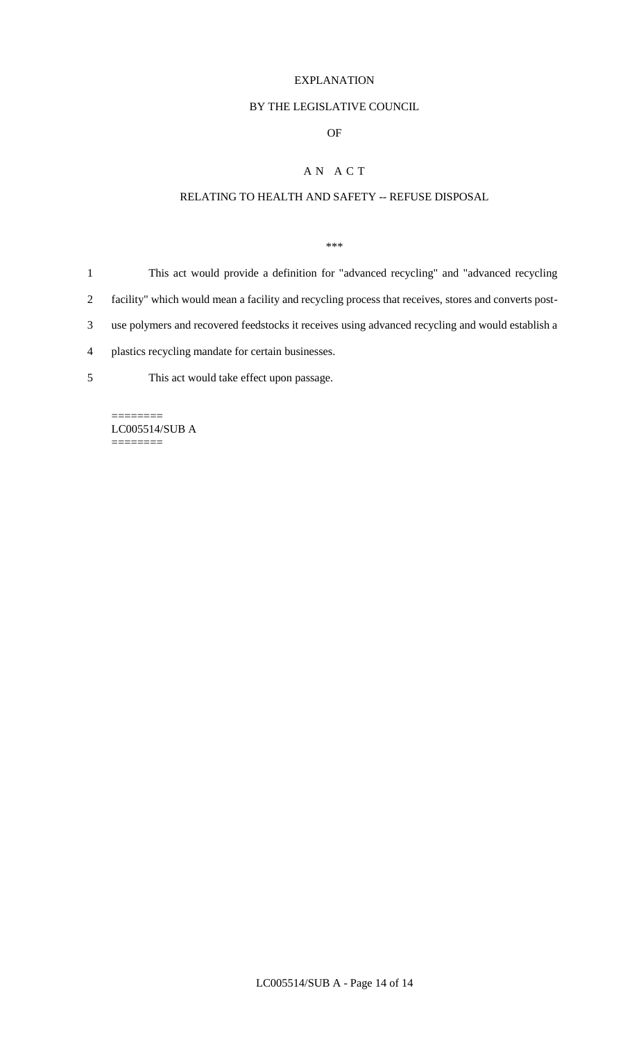EXPLANATION

BY THE LEGISLATIVE COUNCIL

OF

A N A C T

RELATING TO HEALTH AND SAFETY -- REFUSE DISPOSAL

\*\*\*

This act would provide a definition for "advanced recycling" and "advanced recycling facility" which would mean a facility and recycling process that receives, stores and converts post-use polymers and recovered feedstocks it receives using advanced recycling and would establish a plastics recycling mandate for certain businesses.

This act would take effect upon passage.

========
LC005514/SUB A
========